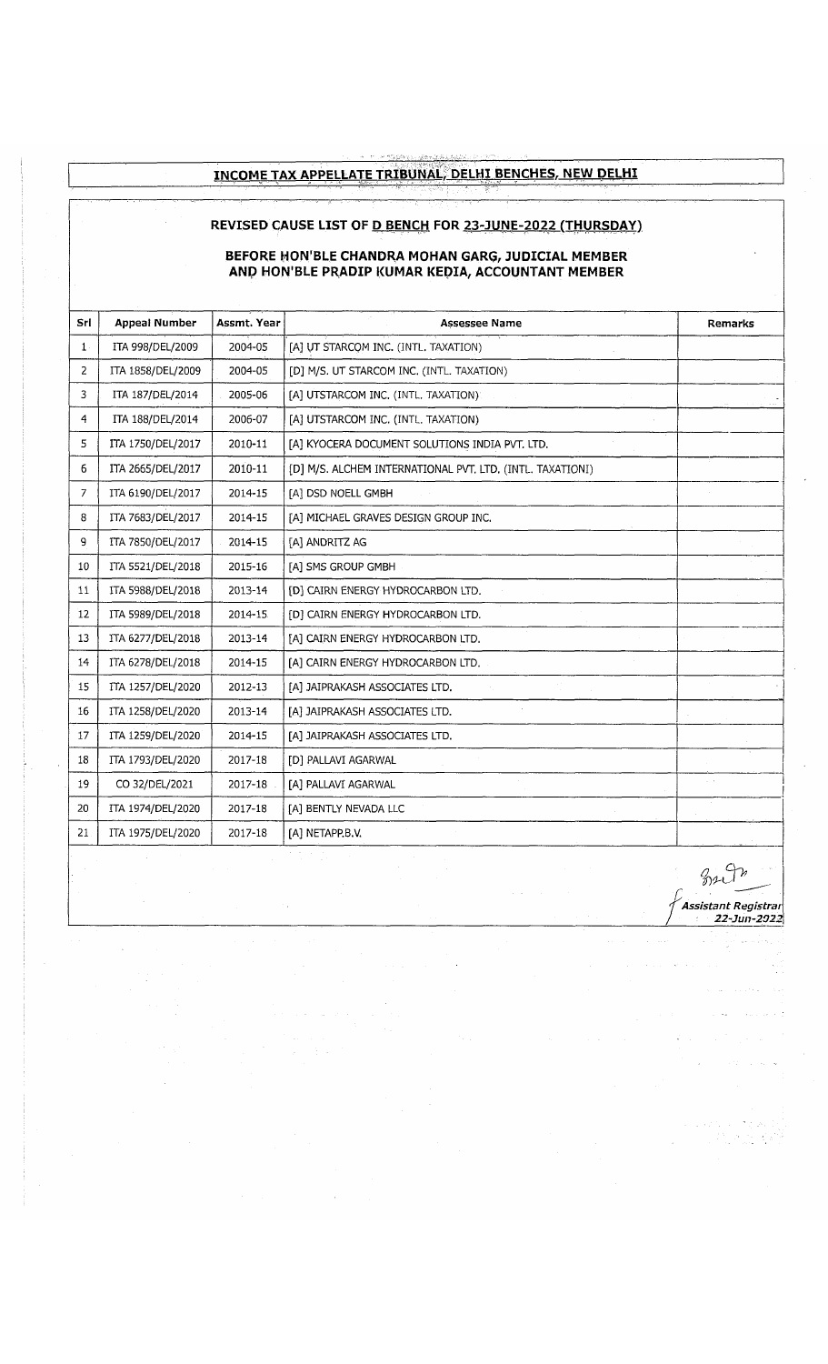# INCOME TAX APPELLATE TRIBUNAL, DELHI BENCHES, NEW DELHI

## REVISED CAUSE LIST OF D BENCH FOR 23-JUNE-2022 (THURSDAY)

### BEFORE HON'BLE CHANDRA MOHAN GARG, JUDICIAL MEMBER AND HON'BLE PRADIP KUMAR KEDIA, ACCOUNTANT MEMBER

| Srl | Appeal Number | Assmt. Year | Assessee Name | Remarks |
|---|---|---|---|---|
| 1 | ITA 998/DEL/2009 | 2004-05 | [A] UT STARCOM INC. (INTL. TAXATION) | |
| 2 | ITA 1858/DEL/2009 | 2004-05 | [D] M/S. UT STARCOM INC. (INTL. TAXATION) | |
| 3 | ITA 187/DEL/2014 | 2005-06 | [A] UTSTARCOM INC. (INTL. TAXATION) | |
| 4 | ITA 188/DEL/2014 | 2006-07 | [A] UTSTARCOM INC. (INTL. TAXATION) | |
| 5 | ITA 1750/DEL/2017 | 2010-11 | [A] KYOCERA DOCUMENT SOLUTIONS INDIA PVT. LTD. | |
| 6 | ITA 2665/DEL/2017 | 2010-11 | [D] M/S. ALCHEM INTERNATIONAL PVT. LTD. (INTL. TAXATIONI) | |
| 7 | ITA 6190/DEL/2017 | 2014-15 | [A] DSD NOELL GMBH | |
| 8 | ITA 7683/DEL/2017 | 2014-15 | [A] MICHAEL GRAVES DESIGN GROUP INC. | |
| 9 | ITA 7850/DEL/2017 | 2014-15 | [A] ANDRITZ AG | |
| 10 | ITA 5521/DEL/2018 | 2015-16 | [A] SMS GROUP GMBH | |
| 11 | ITA 5988/DEL/2018 | 2013-14 | [D] CAIRN ENERGY HYDROCARBON LTD. | |
| 12 | ITA 5989/DEL/2018 | 2014-15 | [D] CAIRN ENERGY HYDROCARBON LTD. | |
| 13 | ITA 6277/DEL/2018 | 2013-14 | [A] CAIRN ENERGY HYDROCARBON LTD. | |
| 14 | ITA 6278/DEL/2018 | 2014-15 | [A] CAIRN ENERGY HYDROCARBON LTD. | |
| 15 | ITA 1257/DEL/2020 | 2012-13 | [A] JAIPRAKASH ASSOCIATES LTD. | |
| 16 | ITA 1258/DEL/2020 | 2013-14 | [A] JAIPRAKASH ASSOCIATES LTD. | |
| 17 | ITA 1259/DEL/2020 | 2014-15 | [A] JAIPRAKASH ASSOCIATES LTD. | |
| 18 | ITA 1793/DEL/2020 | 2017-18 | [D] PALLAVI AGARWAL | |
| 19 | CO 32/DEL/2021 | 2017-18 | [A] PALLAVI AGARWAL | |
| 20 | ITA 1974/DEL/2020 | 2017-18 | [A] BENTLY NEVADA LLC | |
| 21 | ITA 1975/DEL/2020 | 2017-18 | [A] NETAPP.B.V. | |

*Assistant Registrar*
*22-Jun-2022*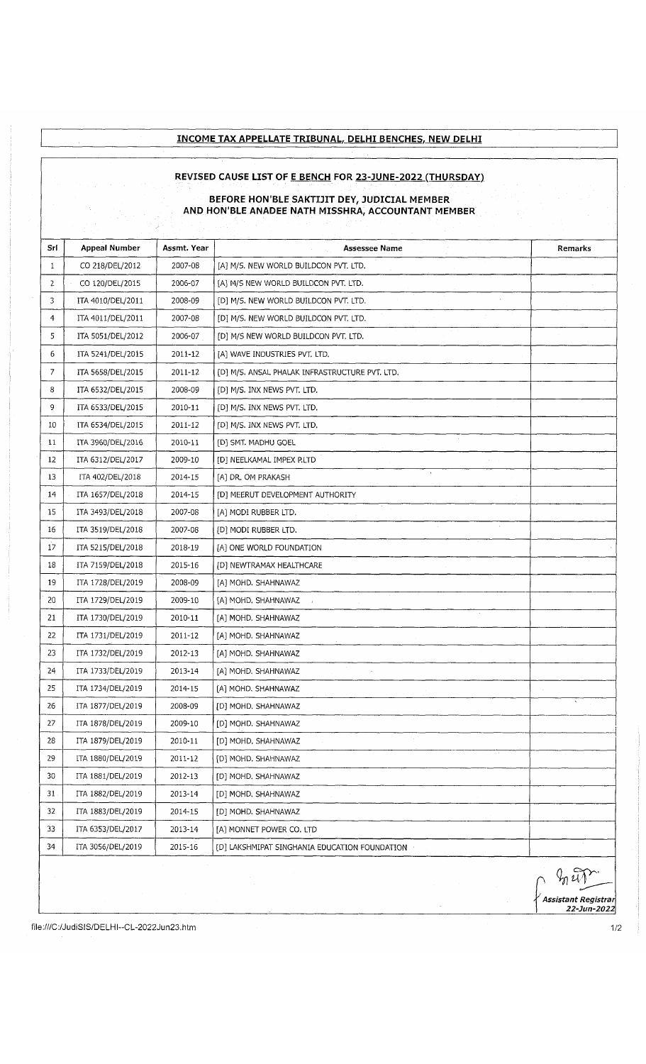# INCOME TAX APPELLATE TRIBUNAL, DELHI BENCHES, NEW DELHI

## REVISED CAUSE LIST OF E BENCH FOR 23-JUNE-2022 (THURSDAY)

### BEFORE HON'BLE SAKTIJIT DEY, JUDICIAL MEMBER AND HON'BLE ANADEE NATH MISSHRA, ACCOUNTANT MEMBER

| Srl | Appeal Number | Assmt. Year | Assessee Name | Remarks |
|---|---|---|---|---|
| 1 | CO 218/DEL/2012 | 2007-08 | [A] M/S. NEW WORLD BUILDCON PVT. LTD. | |
| 2 | CO 120/DEL/2015 | 2006-07 | [A] M/S NEW WORLD BUILDCON PVT. LTD. | |
| 3 | ITA 4010/DEL/2011 | 2008-09 | [D] M/S. NEW WORLD BUILDCON PVT. LTD. | |
| 4 | ITA 4011/DEL/2011 | 2007-08 | [D] M/S. NEW WORLD BUILDCON PVT. LTD. | |
| 5 | ITA 5051/DEL/2012 | 2006-07 | [D] M/S NEW WORLD BUILDCON PVT. LTD. | |
| 6 | ITA 5241/DEL/2015 | 2011-12 | [A] WAVE INDUSTRIES PVT. LTD. | |
| 7 | ITA 5658/DEL/2015 | 2011-12 | [D] M/S. ANSAL PHALAK INFRASTRUCTURE PVT. LTD. | |
| 8 | ITA 6532/DEL/2015 | 2008-09 | [D] M/S. INX NEWS PVT. LTD. | |
| 9 | ITA 6533/DEL/2015 | 2010-11 | [D] M/S. INX NEWS PVT. LTD. | |
| 10 | ITA 6534/DEL/2015 | 2011-12 | [D] M/S. INX NEWS PVT. LTD. | |
| 11 | ITA 3960/DEL/2016 | 2010-11 | [D] SMT. MADHU GOEL | |
| 12 | ITA 6312/DEL/2017 | 2009-10 | [D] NEELKAMAL IMPEX P.LTD | |
| 13 | ITA 402/DEL/2018 | 2014-15 | [A] DR. OM PRAKASH | |
| 14 | ITA 1657/DEL/2018 | 2014-15 | [D] MEERUT DEVELOPMENT AUTHORITY | |
| 15 | ITA 3493/DEL/2018 | 2007-08 | [A] MODI RUBBER LTD. | |
| 16 | ITA 3519/DEL/2018 | 2007-08 | [D] MODI RUBBER LTD. | |
| 17 | ITA 5215/DEL/2018 | 2018-19 | [A] ONE WORLD FOUNDATION | |
| 18 | ITA 7159/DEL/2018 | 2015-16 | [D] NEWTRAMAX HEALTHCARE | |
| 19 | ITA 1728/DEL/2019 | 2008-09 | [A] MOHD. SHAHNAWAZ | |
| 20 | ITA 1729/DEL/2019 | 2009-10 | [A] MOHD. SHAHNAWAZ | |
| 21 | ITA 1730/DEL/2019 | 2010-11 | [A] MOHD. SHAHNAWAZ | |
| 22 | ITA 1731/DEL/2019 | 2011-12 | [A] MOHD. SHAHNAWAZ | |
| 23 | ITA 1732/DEL/2019 | 2012-13 | [A] MOHD. SHAHNAWAZ | |
| 24 | ITA 1733/DEL/2019 | 2013-14 | [A] MOHD. SHAHNAWAZ | |
| 25 | ITA 1734/DEL/2019 | 2014-15 | [A] MOHD. SHAHNAWAZ | |
| 26 | ITA 1877/DEL/2019 | 2008-09 | [D] MOHD. SHAHNAWAZ | |
| 27 | ITA 1878/DEL/2019 | 2009-10 | [D] MOHD. SHAHNAWAZ | |
| 28 | ITA 1879/DEL/2019 | 2010-11 | [D] MOHD. SHAHNAWAZ | |
| 29 | ITA 1880/DEL/2019 | 2011-12 | [D] MOHD. SHAHNAWAZ | |
| 30 | ITA 1881/DEL/2019 | 2012-13 | [D] MOHD. SHAHNAWAZ | |
| 31 | ITA 1882/DEL/2019 | 2013-14 | [D] MOHD. SHAHNAWAZ | |
| 32 | ITA 1883/DEL/2019 | 2014-15 | [D] MOHD. SHAHNAWAZ | |
| 33 | ITA 6353/DEL/2017 | 2013-14 | [A] MONNET POWER CO. LTD | |
| 34 | ITA 3056/DEL/2019 | 2015-16 | [D] LAKSHMIPAT SINGHANIA EDUCATION FOUNDATION | |

*Assistant Registrar*
*22-Jun-2022*

file:///C:/JudiSIS/DELHI--CL-2022Jun23.htm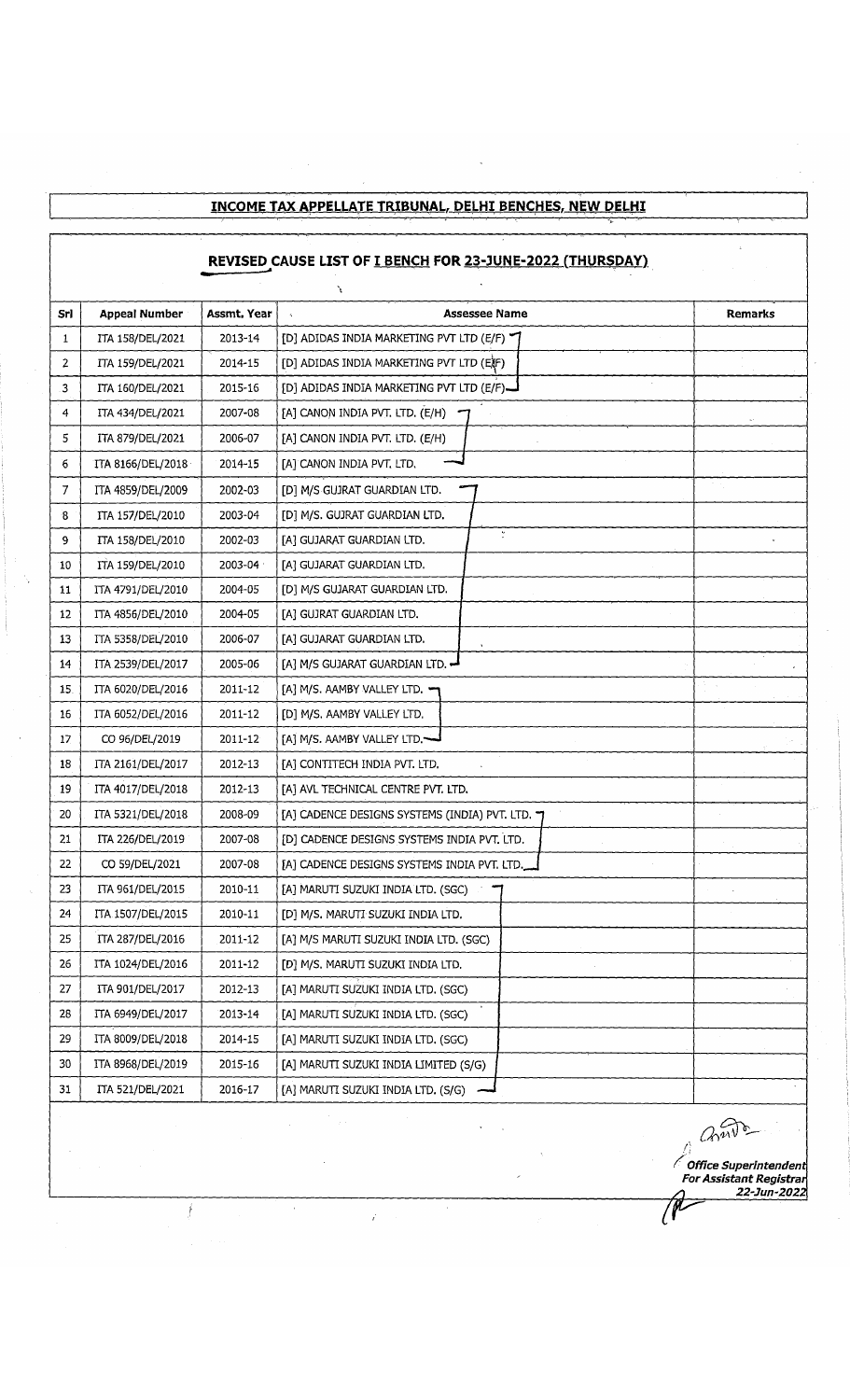## INCOME TAX APPELLATE TRIBUNAL, DELHI BENCHES, NEW DELHI

### REVISED CAUSE LIST OF I BENCH FOR 23-JUNE-2022 (THURSDAY)

| Srl | Appeal Number | Assmt. Year | Assessee Name | Remarks |
|---|---|---|---|---|
| 1 | ITA 158/DEL/2021 | 2013-14 | [D] ADIDAS INDIA MARKETING PVT LTD (E/F) | |
| 2 | ITA 159/DEL/2021 | 2014-15 | [D] ADIDAS INDIA MARKETING PVT LTD (E/F) | |
| 3 | ITA 160/DEL/2021 | 2015-16 | [D] ADIDAS INDIA MARKETING PVT LTD (E/F) | |
| 4 | ITA 434/DEL/2021 | 2007-08 | [A] CANON INDIA PVT. LTD. (E/H) | |
| 5 | ITA 879/DEL/2021 | 2006-07 | [A] CANON INDIA PVT. LTD. (E/H) | |
| 6 | ITA 8166/DEL/2018 | 2014-15 | [A] CANON INDIA PVT. LTD. | |
| 7 | ITA 4859/DEL/2009 | 2002-03 | [D] M/S GUJRAT GUARDIAN LTD. | |
| 8 | ITA 157/DEL/2010 | 2003-04 | [D] M/S. GUJRAT GUARDIAN LTD. | |
| 9 | ITA 158/DEL/2010 | 2002-03 | [A] GUJARAT GUARDIAN LTD. | |
| 10 | ITA 159/DEL/2010 | 2003-04 | [A] GUJARAT GUARDIAN LTD. | |
| 11 | ITA 4791/DEL/2010 | 2004-05 | [D] M/S GUJARAT GUARDIAN LTD. | |
| 12 | ITA 4856/DEL/2010 | 2004-05 | [A] GUJRAT GUARDIAN LTD. | |
| 13 | ITA 5358/DEL/2010 | 2006-07 | [A] GUJARAT GUARDIAN LTD. | |
| 14 | ITA 2539/DEL/2017 | 2005-06 | [A] M/S GUJARAT GUARDIAN LTD. | |
| 15 | ITA 6020/DEL/2016 | 2011-12 | [A] M/S. AAMBY VALLEY LTD. | |
| 16 | ITA 6052/DEL/2016 | 2011-12 | [D] M/S. AAMBY VALLEY LTD. | |
| 17 | CO 96/DEL/2019 | 2011-12 | [A] M/S. AAMBY VALLEY LTD. | |
| 18 | ITA 2161/DEL/2017 | 2012-13 | [A] CONTITECH INDIA PVT. LTD. | |
| 19 | ITA 4017/DEL/2018 | 2012-13 | [A] AVL TECHNICAL CENTRE PVT. LTD. | |
| 20 | ITA 5321/DEL/2018 | 2008-09 | [A] CADENCE DESIGNS SYSTEMS (INDIA) PVT. LTD. | |
| 21 | ITA 226/DEL/2019 | 2007-08 | [D] CADENCE DESIGNS SYSTEMS INDIA PVT. LTD. | |
| 22 | CO 59/DEL/2021 | 2007-08 | [A] CADENCE DESIGNS SYSTEMS INDIA PVT. LTD. | |
| 23 | ITA 961/DEL/2015 | 2010-11 | [A] MARUTI SUZUKI INDIA LTD. (SGC) | |
| 24 | ITA 1507/DEL/2015 | 2010-11 | [D] M/S. MARUTI SUZUKI INDIA LTD. | |
| 25 | ITA 287/DEL/2016 | 2011-12 | [A] M/S MARUTI SUZUKI INDIA LTD. (SGC) | |
| 26 | ITA 1024/DEL/2016 | 2011-12 | [D] M/S. MARUTI SUZUKI INDIA LTD. | |
| 27 | ITA 901/DEL/2017 | 2012-13 | [A] MARUTI SUZUKI INDIA LTD. (SGC) | |
| 28 | ITA 6949/DEL/2017 | 2013-14 | [A] MARUTI SUZUKI INDIA LTD. (SGC) | |
| 29 | ITA 8009/DEL/2018 | 2014-15 | [A] MARUTI SUZUKI INDIA LTD. (SGC) | |
| 30 | ITA 8968/DEL/2019 | 2015-16 | [A] MARUTI SUZUKI INDIA LIMITED (S/G) | |
| 31 | ITA 521/DEL/2021 | 2016-17 | [A] MARUTI SUZUKI INDIA LTD. (S/G) | |

*Office Superintendent*
*For Assistant Registrar*
*22-Jun-2022*